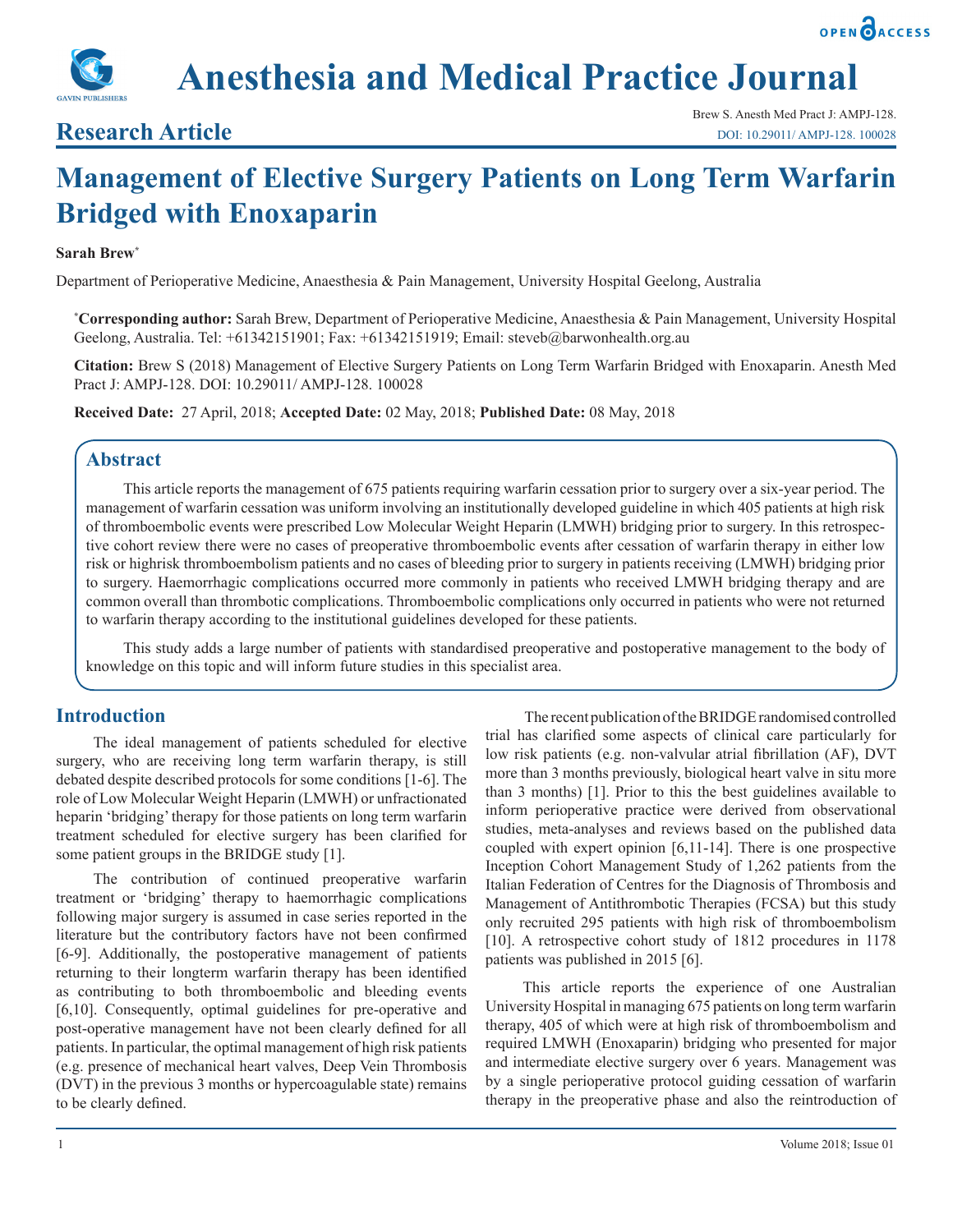# Anesthesia and Medical Practice Journal

## Research Article

Brew S. Anesth Med Pract J: AMPJ-128.
DOI: 10.29011/ AMPJ-128. 100028

# Management of Elective Surgery Patients on Long Term Warfarin Bridged with Enoxaparin

**Sarah Brew***

Department of Perioperative Medicine, Anaesthesia & Pain Management, University Hospital Geelong, Australia

***Corresponding author:** Sarah Brew, Department of Perioperative Medicine, Anaesthesia & Pain Management, University Hospital Geelong, Australia. Tel: +61342151901; Fax: +61342151919; Email: steveb@barwonhealth.org.au

**Citation:** Brew S (2018) Management of Elective Surgery Patients on Long Term Warfarin Bridged with Enoxaparin. Anesth Med Pract J: AMPJ-128. DOI: 10.29011/ AMPJ-128. 100028

**Received Date:** 27 April, 2018; **Accepted Date:** 02 May, 2018; **Published Date:** 08 May, 2018

## Abstract

This article reports the management of 675 patients requiring warfarin cessation prior to surgery over a six-year period. The management of warfarin cessation was uniform involving an institutionally developed guideline in which 405 patients at high risk of thromboembolic events were prescribed Low Molecular Weight Heparin (LMWH) bridging prior to surgery. In this retrospective cohort review there were no cases of preoperative thromboembolic events after cessation of warfarin therapy in either low risk or highrisk thromboembolism patients and no cases of bleeding prior to surgery in patients receiving (LMWH) bridging prior to surgery. Haemorrhagic complications occurred more commonly in patients who received LMWH bridging therapy and are common overall than thrombotic complications. Thromboembolic complications only occurred in patients who were not returned to warfarin therapy according to the institutional guidelines developed for these patients.

This study adds a large number of patients with standardised preoperative and postoperative management to the body of knowledge on this topic and will inform future studies in this specialist area.

## Introduction

The ideal management of patients scheduled for elective surgery, who are receiving long term warfarin therapy, is still debated despite described protocols for some conditions [1-6]. The role of Low Molecular Weight Heparin (LMWH) or unfractionated heparin 'bridging' therapy for those patients on long term warfarin treatment scheduled for elective surgery has been clarified for some patient groups in the BRIDGE study [1].

The contribution of continued preoperative warfarin treatment or 'bridging' therapy to haemorrhagic complications following major surgery is assumed in case series reported in the literature but the contributory factors have not been confirmed [6-9]. Additionally, the postoperative management of patients returning to their longterm warfarin therapy has been identified as contributing to both thromboembolic and bleeding events [6,10]. Consequently, optimal guidelines for pre-operative and post-operative management have not been clearly defined for all patients. In particular, the optimal management of high risk patients (e.g. presence of mechanical heart valves, Deep Vein Thrombosis (DVT) in the previous 3 months or hypercoagulable state) remains to be clearly defined.

The recent publication of the BRIDGE randomised controlled trial has clarified some aspects of clinical care particularly for low risk patients (e.g. non-valvular atrial fibrillation (AF), DVT more than 3 months previously, biological heart valve in situ more than 3 months) [1]. Prior to this the best guidelines available to inform perioperative practice were derived from observational studies, meta-analyses and reviews based on the published data coupled with expert opinion [6,11-14]. There is one prospective Inception Cohort Management Study of 1,262 patients from the Italian Federation of Centres for the Diagnosis of Thrombosis and Management of Antithrombotic Therapies (FCSA) but this study only recruited 295 patients with high risk of thromboembolism [10]. A retrospective cohort study of 1812 procedures in 1178 patients was published in 2015 [6].

This article reports the experience of one Australian University Hospital in managing 675 patients on long term warfarin therapy, 405 of which were at high risk of thromboembolism and required LMWH (Enoxaparin) bridging who presented for major and intermediate elective surgery over 6 years. Management was by a single perioperative protocol guiding cessation of warfarin therapy in the preoperative phase and also the reintroduction of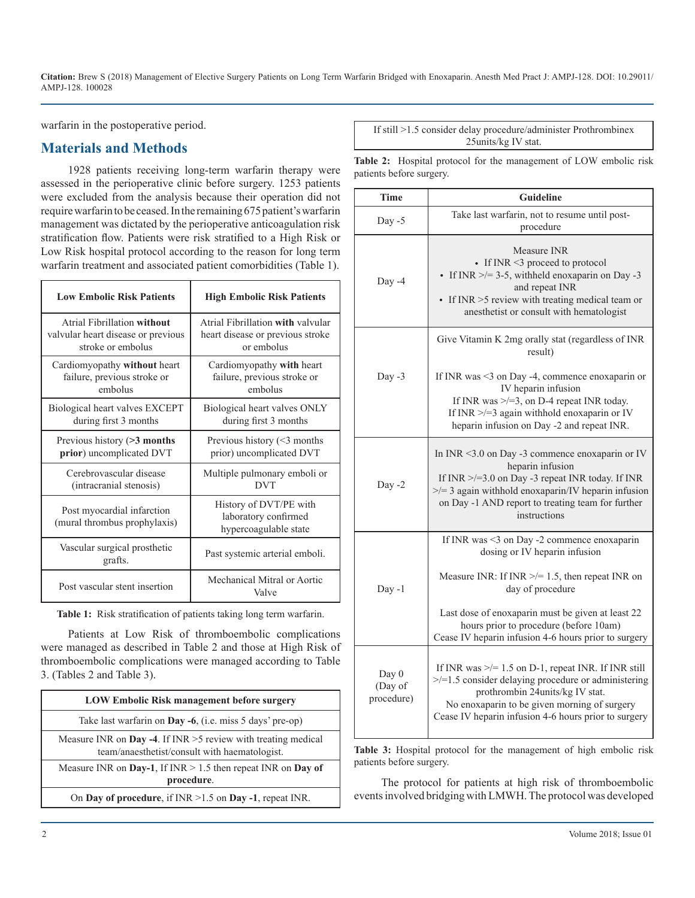warfarin in the postoperative period.

## Materials and Methods

1928 patients receiving long-term warfarin therapy were assessed in the perioperative clinic before surgery. 1253 patients were excluded from the analysis because their operation did not require warfarin to be ceased. In the remaining 675 patient's warfarin management was dictated by the perioperative anticoagulation risk stratification flow. Patients were risk stratified to a High Risk or Low Risk hospital protocol according to the reason for long term warfarin treatment and associated patient comorbidities (Table 1).

| Low Embolic Risk Patients | High Embolic Risk Patients |
|---|---|
| Atrial Fibrillation **without** valvular heart disease or previous stroke or embolus | Atrial Fibrillation **with** valvular heart disease or previous stroke or embolus |
| Cardiomyopathy **without** heart failure, previous stroke or embolus | Cardiomyopathy **with** heart failure, previous stroke or embolus |
| Biological heart valves EXCEPT during first 3 months | Biological heart valves ONLY during first 3 months |
| Previous history (**>3 months prior**) uncomplicated DVT | Previous history (<3 months prior) uncomplicated DVT |
| Cerebrovascular disease (intracranial stenosis) | Multiple pulmonary emboli or DVT |
| Post myocardial infarction (mural thrombus prophylaxis) | History of DVT/PE with laboratory confirmed hypercoagulable state |
| Vascular surgical prosthetic grafts. | Past systemic arterial emboli. |
| Post vascular stent insertion | Mechanical Mitral or Aortic Valve |

**Table 1:** Risk stratification of patients taking long term warfarin.

Patients at Low Risk of thromboembolic complications were managed as described in Table 2 and those at High Risk of thromboembolic complications were managed according to Table 3. (Tables 2 and Table 3).

| LOW Embolic Risk management before surgery |
|---|
| Take last warfarin on **Day -6**, (i.e. miss 5 days' pre-op) |
| Measure INR on **Day -4**. If INR >5 review with treating medical team/anaesthetist/consult with haematologist. |
| Measure INR on **Day-1**, If INR > 1.5 then repeat INR on **Day of procedure**. |
| On **Day of procedure**, if INR >1.5 on **Day -1**, repeat INR. |
| If still >1.5 consider delay procedure/administer Prothrombinex 25units/kg IV stat. |

**Table 2:** Hospital protocol for the management of LOW embolic risk patients before surgery.

| Time | Guideline |
|---|---|
| Day -5 | Take last warfarin, not to resume until post-procedure |
| Day -4 | Measure INR<br>• If INR <3 proceed to protocol<br>• If INR >/= 3-5, withheld enoxaparin on Day -3 and repeat INR<br>• If INR >5 review with treating medical team or anesthetist or consult with hematologist |
| Day -3 | Give Vitamin K 2mg orally stat (regardless of INR result)<br><br>If INR was <3 on Day -4, commence enoxaparin or IV heparin infusion<br>If INR was >/=3, on D-4 repeat INR today.<br>If INR >/=3 again withhold enoxaparin or IV heparin infusion on Day -2 and repeat INR. |
| Day -2 | In INR <3.0 on Day -3 commence enoxaparin or IV heparin infusion<br>If INR >/=3.0 on Day -3 repeat INR today. If INR >/= 3 again withhold enoxaparin/IV heparin infusion on Day -1 AND report to treating team for further instructions |
| Day -1 | If INR was <3 on Day -2 commence enoxaparin dosing or IV heparin infusion<br><br>Measure INR: If INR >/= 1.5, then repeat INR on day of procedure<br><br>Last dose of enoxaparin must be given at least 22 hours prior to procedure (before 10am)<br>Cease IV heparin infusion 4-6 hours prior to surgery |
| Day 0 (Day of procedure) | If INR was >/= 1.5 on D-1, repeat INR. If INR still >/=1.5 consider delaying procedure or administering prothrombin 24units/kg IV stat.<br>No enoxaparin to be given morning of surgery<br>Cease IV heparin infusion 4-6 hours prior to surgery |

**Table 3:** Hospital protocol for the management of high embolic risk patients before surgery.

The protocol for patients at high risk of thromboembolic events involved bridging with LMWH. The protocol was developed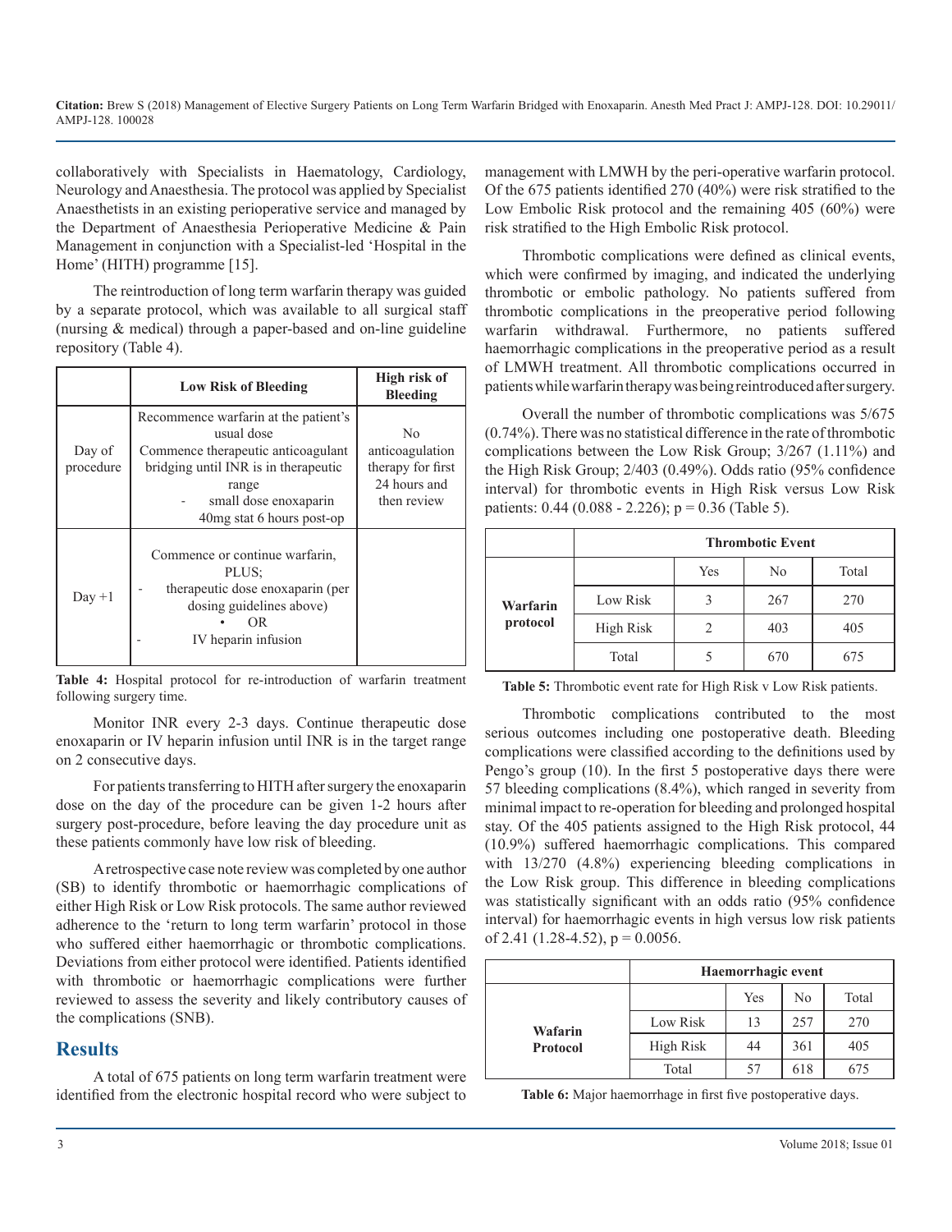collaboratively with Specialists in Haematology, Cardiology, Neurology and Anaesthesia. The protocol was applied by Specialist Anaesthetists in an existing perioperative service and managed by the Department of Anaesthesia Perioperative Medicine & Pain Management in conjunction with a Specialist-led 'Hospital in the Home' (HITH) programme [15].

The reintroduction of long term warfarin therapy was guided by a separate protocol, which was available to all surgical staff (nursing & medical) through a paper-based and on-line guideline repository (Table 4).

| | Low Risk of Bleeding | High risk of Bleeding |
|---|---|---|
| Day of procedure | Recommence warfarin at the patient's usual dose<br>Commence therapeutic anticoagulant bridging until INR is in therapeutic range<br>- small dose enoxaparin 40mg stat 6 hours post-op | No anticoagulation therapy for first 24 hours and then review |
| Day +1 | Commence or continue warfarin, PLUS;<br>- therapeutic dose enoxaparin (per dosing guidelines above)<br>• OR<br>- IV heparin infusion | |

**Table 4:** Hospital protocol for re-introduction of warfarin treatment following surgery time.

Monitor INR every 2-3 days. Continue therapeutic dose enoxaparin or IV heparin infusion until INR is in the target range on 2 consecutive days.

For patients transferring to HITH after surgery the enoxaparin dose on the day of the procedure can be given 1-2 hours after surgery post-procedure, before leaving the day procedure unit as these patients commonly have low risk of bleeding.

A retrospective case note review was completed by one author (SB) to identify thrombotic or haemorrhagic complications of either High Risk or Low Risk protocols. The same author reviewed adherence to the 'return to long term warfarin' protocol in those who suffered either haemorrhagic or thrombotic complications. Deviations from either protocol were identified. Patients identified with thrombotic or haemorrhagic complications were further reviewed to assess the severity and likely contributory causes of the complications (SNB).

## Results

A total of 675 patients on long term warfarin treatment were identified from the electronic hospital record who were subject to management with LMWH by the peri-operative warfarin protocol. Of the 675 patients identified 270 (40%) were risk stratified to the Low Embolic Risk protocol and the remaining 405 (60%) were risk stratified to the High Embolic Risk protocol.

Thrombotic complications were defined as clinical events, which were confirmed by imaging, and indicated the underlying thrombotic or embolic pathology. No patients suffered from thrombotic complications in the preoperative period following warfarin withdrawal. Furthermore, no patients suffered haemorrhagic complications in the preoperative period as a result of LMWH treatment. All thrombotic complications occurred in patients while warfarin therapy was being reintroduced after surgery.

Overall the number of thrombotic complications was 5/675 (0.74%). There was no statistical difference in the rate of thrombotic complications between the Low Risk Group; 3/267 (1.11%) and the High Risk Group; 2/403 (0.49%). Odds ratio (95% confidence interval) for thrombotic events in High Risk versus Low Risk patients: 0.44 (0.088 - 2.226); p = 0.36 (Table 5).

| | | Thrombotic Event | | |
|---|---|---|---|---|
| | | Yes | No | Total |
| **Warfarin protocol** | Low Risk | 3 | 267 | 270 |
| | High Risk | 2 | 403 | 405 |
| | Total | 5 | 670 | 675 |

**Table 5:** Thrombotic event rate for High Risk v Low Risk patients.

Thrombotic complications contributed to the most serious outcomes including one postoperative death. Bleeding complications were classified according to the definitions used by Pengo's group (10). In the first 5 postoperative days there were 57 bleeding complications (8.4%), which ranged in severity from minimal impact to re-operation for bleeding and prolonged hospital stay. Of the 405 patients assigned to the High Risk protocol, 44 (10.9%) suffered haemorrhagic complications. This compared with 13/270 (4.8%) experiencing bleeding complications in the Low Risk group. This difference in bleeding complications was statistically significant with an odds ratio (95% confidence interval) for haemorrhagic events in high versus low risk patients of 2.41 (1.28-4.52), p = 0.0056.

| | | Haemorrhagic event | | |
|---|---|---|---|---|
| | | Yes | No | Total |
| **Wafarin Protocol** | Low Risk | 13 | 257 | 270 |
| | High Risk | 44 | 361 | 405 |
| | Total | 57 | 618 | 675 |

**Table 6:** Major haemorrhage in first five postoperative days.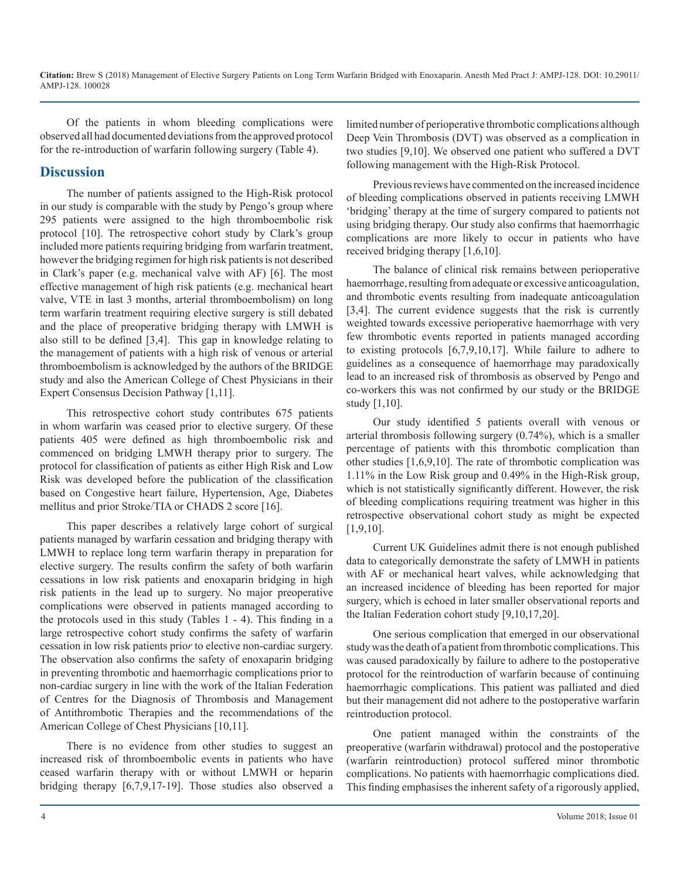Of the patients in whom bleeding complications were observed all had documented deviations from the approved protocol for the re-introduction of warfarin following surgery (Table 4).

## Discussion

The number of patients assigned to the High-Risk protocol in our study is comparable with the study by Pengo's group where 295 patients were assigned to the high thromboembolic risk protocol [10]. The retrospective cohort study by Clark's group included more patients requiring bridging from warfarin treatment, however the bridging regimen for high risk patients is not described in Clark's paper (e.g. mechanical valve with AF) [6]. The most effective management of high risk patients (e.g. mechanical heart valve, VTE in last 3 months, arterial thromboembolism) on long term warfarin treatment requiring elective surgery is still debated and the place of preoperative bridging therapy with LMWH is also still to be defined [3,4]. This gap in knowledge relating to the management of patients with a high risk of venous or arterial thromboembolism is acknowledged by the authors of the BRIDGE study and also the American College of Chest Physicians in their Expert Consensus Decision Pathway [1,11].

This retrospective cohort study contributes 675 patients in whom warfarin was ceased prior to elective surgery. Of these patients 405 were defined as high thromboembolic risk and commenced on bridging LMWH therapy prior to surgery. The protocol for classification of patients as either High Risk and Low Risk was developed before the publication of the classification based on Congestive heart failure, Hypertension, Age, Diabetes mellitus and prior Stroke/TIA or CHADS 2 score [16].

This paper describes a relatively large cohort of surgical patients managed by warfarin cessation and bridging therapy with LMWH to replace long term warfarin therapy in preparation for elective surgery. The results confirm the safety of both warfarin cessations in low risk patients and enoxaparin bridging in high risk patients in the lead up to surgery. No major preoperative complications were observed in patients managed according to the protocols used in this study (Tables 1 - 4). This finding in a large retrospective cohort study confirms the safety of warfarin cessation in low risk patients prio*r* to elective non-cardiac surgery. The observation also confirms the safety of enoxaparin bridging in preventing thrombotic and haemorrhagic complications prior to non-cardiac surgery in line with the work of the Italian Federation of Centres for the Diagnosis of Thrombosis and Management of Antithrombotic Therapies and the recommendations of the American College of Chest Physicians [10,11].

There is no evidence from other studies to suggest an increased risk of thromboembolic events in patients who have ceased warfarin therapy with or without LMWH or heparin bridging therapy [6,7,9,17-19]. Those studies also observed a limited number of perioperative thrombotic complications although Deep Vein Thrombosis (DVT) was observed as a complication in two studies [9,10]. We observed one patient who suffered a DVT following management with the High-Risk Protocol.

Previous reviews have commented on the increased incidence of bleeding complications observed in patients receiving LMWH 'bridging' therapy at the time of surgery compared to patients not using bridging therapy. Our study also confirms that haemorrhagic complications are more likely to occur in patients who have received bridging therapy [1,6,10].

The balance of clinical risk remains between perioperative haemorrhage, resulting from adequate or excessive anticoagulation, and thrombotic events resulting from inadequate anticoagulation [3,4]. The current evidence suggests that the risk is currently weighted towards excessive perioperative haemorrhage with very few thrombotic events reported in patients managed according to existing protocols [6,7,9,10,17]. While failure to adhere to guidelines as a consequence of haemorrhage may paradoxically lead to an increased risk of thrombosis as observed by Pengo and co-workers this was not confirmed by our study or the BRIDGE study [1,10].

Our study identified 5 patients overall with venous or arterial thrombosis following surgery (0.74%), which is a smaller percentage of patients with this thrombotic complication than other studies [1,6,9,10]. The rate of thrombotic complication was 1.11% in the Low Risk group and 0.49% in the High-Risk group, which is not statistically significantly different. However, the risk of bleeding complications requiring treatment was higher in this retrospective observational cohort study as might be expected [1,9,10].

Current UK Guidelines admit there is not enough published data to categorically demonstrate the safety of LMWH in patients with AF or mechanical heart valves, while acknowledging that an increased incidence of bleeding has been reported for major surgery, which is echoed in later smaller observational reports and the Italian Federation cohort study [9,10,17,20].

One serious complication that emerged in our observational study was the death of a patient from thrombotic complications. This was caused paradoxically by failure to adhere to the postoperative protocol for the reintroduction of warfarin because of continuing haemorrhagic complications. This patient was palliated and died but their management did not adhere to the postoperative warfarin reintroduction protocol.

One patient managed within the constraints of the preoperative (warfarin withdrawal) protocol and the postoperative (warfarin reintroduction) protocol suffered minor thrombotic complications. No patients with haemorrhagic complications died. This finding emphasises the inherent safety of a rigorously applied,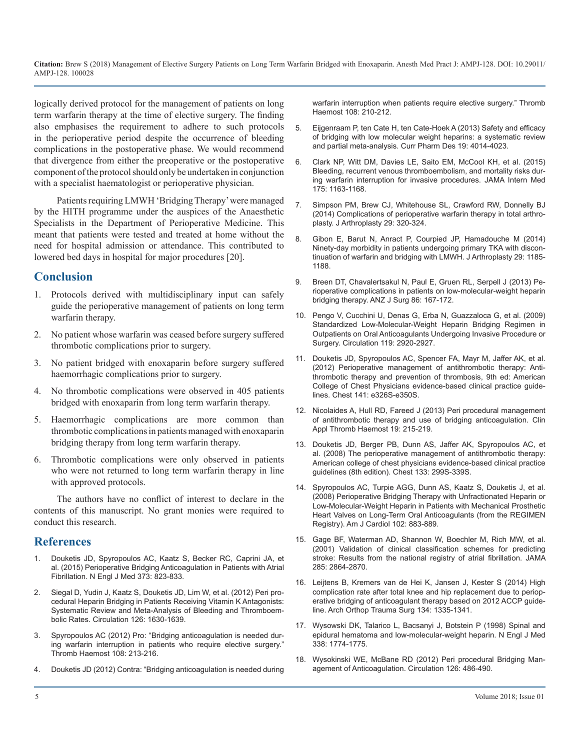logically derived protocol for the management of patients on long term warfarin therapy at the time of elective surgery. The finding also emphasises the requirement to adhere to such protocols in the perioperative period despite the occurrence of bleeding complications in the postoperative phase. We would recommend that divergence from either the preoperative or the postoperative component of the protocol should only be undertaken in conjunction with a specialist haematologist or perioperative physician.

Patients requiring LMWH 'Bridging Therapy' were managed by the HITH programme under the auspices of the Anaesthetic Specialists in the Department of Perioperative Medicine. This meant that patients were tested and treated at home without the need for hospital admission or attendance. This contributed to lowered bed days in hospital for major procedures [20].

## Conclusion

1. Protocols derived with multidisciplinary input can safely guide the perioperative management of patients on long term warfarin therapy.
2. No patient whose warfarin was ceased before surgery suffered thrombotic complications prior to surgery.
3. No patient bridged with enoxaparin before surgery suffered haemorrhagic complications prior to surgery.
4. No thrombotic complications were observed in 405 patients bridged with enoxaparin from long term warfarin therapy.
5. Haemorrhagic complications are more common than thrombotic complications in patients managed with enoxaparin bridging therapy from long term warfarin therapy.
6. Thrombotic complications were only observed in patients who were not returned to long term warfarin therapy in line with approved protocols.

The authors have no conflict of interest to declare in the contents of this manuscript. No grant monies were required to conduct this research.

## References

1. Douketis JD, Spyropoulos AC, Kaatz S, Becker RC, Caprini JA, et al. (2015) Perioperative Bridging Anticoagulation in Patients with Atrial Fibrillation. N Engl J Med 373: 823-833.
2. Siegal D, Yudin J, Kaatz S, Douketis JD, Lim W, et al. (2012) Peri procedural Heparin Bridging in Patients Receiving Vitamin K Antagonists: Systematic Review and Meta-Analysis of Bleeding and Thromboembolic Rates. Circulation 126: 1630-1639.
3. Spyropoulos AC (2012) Pro: "Bridging anticoagulation is needed during warfarin interruption in patients who require elective surgery." Thromb Haemost 108: 213-216.
4. Douketis JD (2012) Contra: "Bridging anticoagulation is needed during warfarin interruption when patients require elective surgery." Thromb Haemost 108: 210-212.
5. Eijgenraam P, ten Cate H, ten Cate-Hoek A (2013) Safety and efficacy of bridging with low molecular weight heparins: a systematic review and partial meta-analysis. Curr Pharm Des 19: 4014-4023.
6. Clark NP, Witt DM, Davies LE, Saito EM, McCool KH, et al. (2015) Bleeding, recurrent venous thromboembolism, and mortality risks during warfarin interruption for invasive procedures. JAMA Intern Med 175: 1163-1168.
7. Simpson PM, Brew CJ, Whitehouse SL, Crawford RW, Donnelly BJ (2014) Complications of perioperative warfarin therapy in total arthroplasty. J Arthroplasty 29: 320-324.
8. Gibon E, Barut N, Anract P, Courpied JP, Hamadouche M (2014) Ninety-day morbidity in patients undergoing primary TKA with discontinuation of warfarin and bridging with LMWH. J Arthroplasty 29: 1185-1188.
9. Breen DT, Chavalertsakul N, Paul E, Gruen RL, Serpell J (2013) Perioperative complications in patients on low-molecular-weight heparin bridging therapy. ANZ J Surg 86: 167-172.
10. Pengo V, Cucchini U, Denas G, Erba N, Guazzaloca G, et al. (2009) Standardized Low-Molecular-Weight Heparin Bridging Regimen in Outpatients on Oral Anticoagulants Undergoing Invasive Procedure or Surgery. Circulation 119: 2920-2927.
11. Douketis JD, Spyropoulos AC, Spencer FA, Mayr M, Jaffer AK, et al. (2012) Perioperative management of antithrombotic therapy: Antithrombotic therapy and prevention of thrombosis, 9th ed: American College of Chest Physicians evidence-based clinical practice guidelines. Chest 141: e326S-e350S.
12. Nicolaides A, Hull RD, Fareed J (2013) Peri procedural management of antithrombotic therapy and use of bridging anticoagulation. Clin Appl Thromb Haemost 19: 215-219.
13. Douketis JD, Berger PB, Dunn AS, Jaffer AK, Spyropoulos AC, et al. (2008) The perioperative management of antithrombotic therapy: American college of chest physicians evidence-based clinical practice guidelines (8th edition). Chest 133: 299S-339S.
14. Spyropoulos AC, Turpie AGG, Dunn AS, Kaatz S, Douketis J, et al. (2008) Perioperative Bridging Therapy with Unfractionated Heparin or Low-Molecular-Weight Heparin in Patients with Mechanical Prosthetic Heart Valves on Long-Term Oral Anticoagulants (from the REGIMEN Registry). Am J Cardiol 102: 883-889.
15. Gage BF, Waterman AD, Shannon W, Boechler M, Rich MW, et al. (2001) Validation of clinical classification schemes for predicting stroke: Results from the national registry of atrial fibrillation. JAMA 285: 2864-2870.
16. Leijtens B, Kremers van de Hei K, Jansen J, Kester S (2014) High complication rate after total knee and hip replacement due to perioperative bridging of anticoagulant therapy based on 2012 ACCP guideline. Arch Orthop Trauma Surg 134: 1335-1341.
17. Wysowski DK, Talarico L, Bacsanyi J, Botstein P (1998) Spinal and epidural hematoma and low-molecular-weight heparin. N Engl J Med 338: 1774-1775.
18. Wysokinski WE, McBane RD (2012) Peri procedural Bridging Management of Anticoagulation. Circulation 126: 486-490.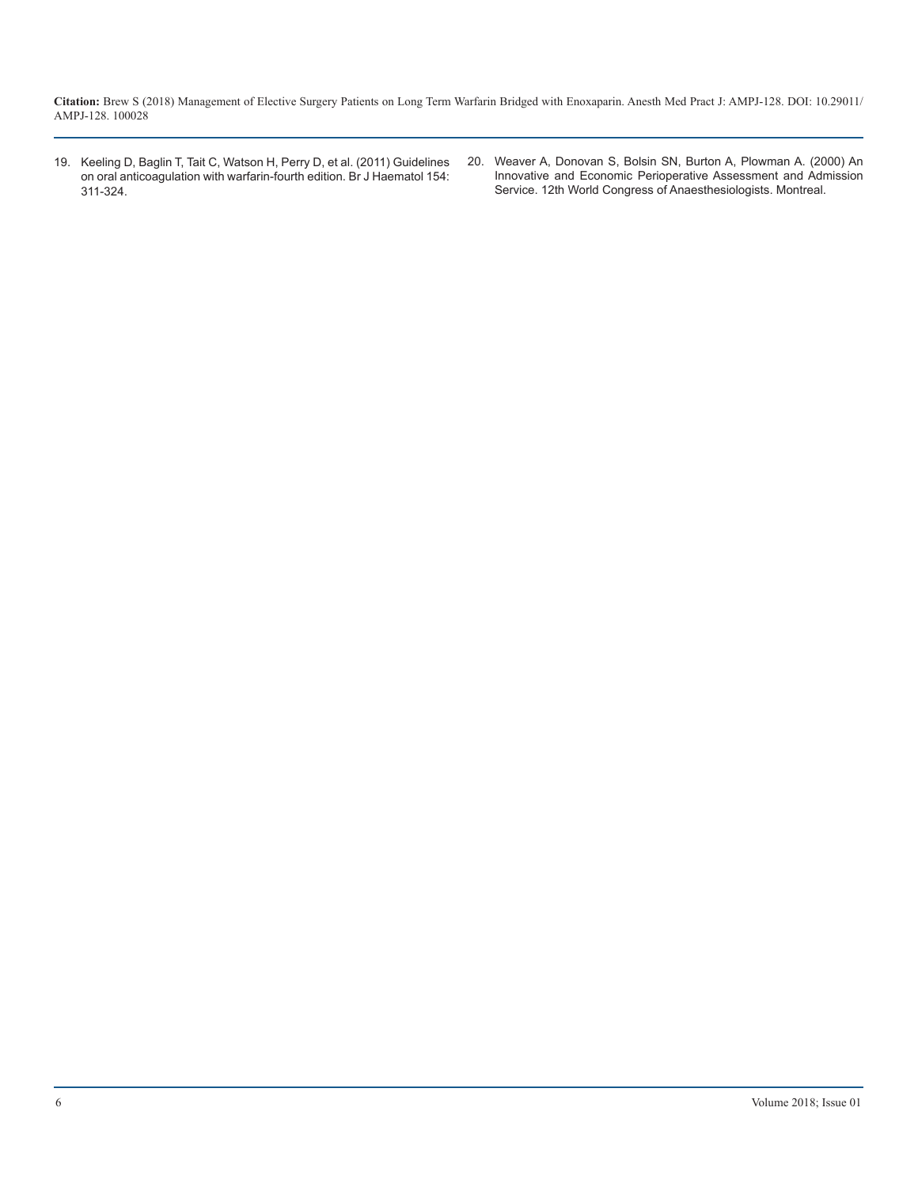19. Keeling D, Baglin T, Tait C, Watson H, Perry D, et al. (2011) Guidelines on oral anticoagulation with warfarin-fourth edition. Br J Haematol 154: 311-324.

20. Weaver A, Donovan S, Bolsin SN, Burton A, Plowman A. (2000) An Innovative and Economic Perioperative Assessment and Admission Service. 12th World Congress of Anaesthesiologists. Montreal.